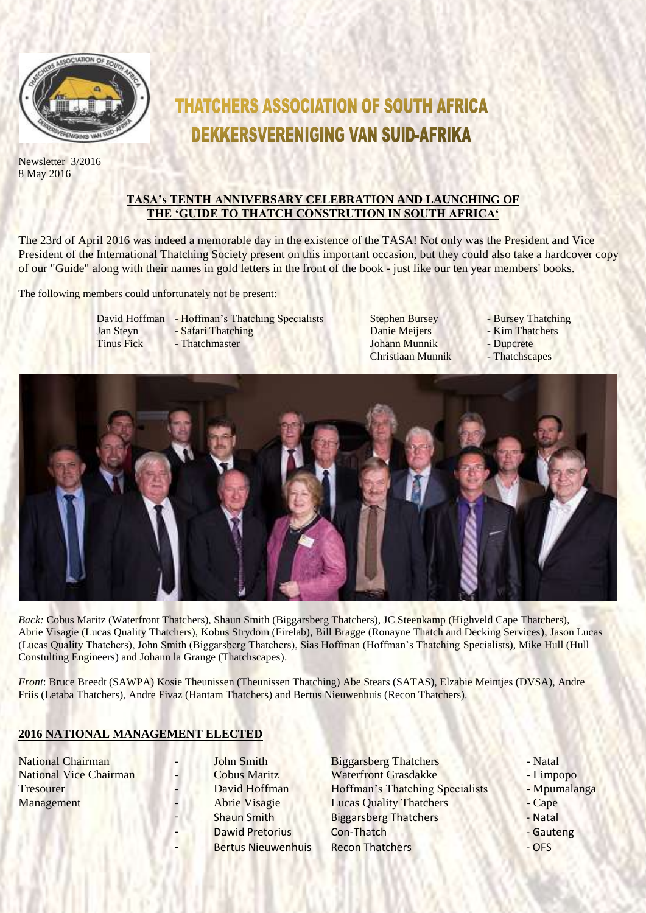# THATCHERS ASSOCIATION OF SOUTH AFRICA
# DEKKERSVERENIGING VAN SUID-AFRIKA

Newsletter 3/2016
8 May 2016

## TASA's TENTH ANNIVERSARY CELEBRATION AND LAUNCHING OF THE 'GUIDE TO THATCH CONSTRUTION IN SOUTH AFRICA'

The 23rd of April 2016 was indeed a memorable day in the existence of the TASA! Not only was the President and Vice President of the International Thatching Society present on this important occasion, but they could also take a hardcover copy of our "Guide" along with their names in gold letters in the front of the book - just like our ten year members' books.

The following members could unfortunately not be present:

| | | | |
|---|---|---|---|
| David Hoffman | - Hoffman's Thatching Specialists | Stephen Bursey | - Bursey Thatching |
| Jan Steyn | - Safari Thatching | Danie Meijers | - Kim Thatchers |
| Tinus Fick | - Thatchmaster | Johann Munnik | - Dupcrete |
| | | Christiaan Munnik | - Thatchscapes |

*Back:* Cobus Maritz (Waterfront Thatchers), Shaun Smith (Biggarsberg Thatchers), JC Steenkamp (Highveld Cape Thatchers), Abrie Visagie (Lucas Quality Thatchers), Kobus Strydom (Firelab), Bill Bragge (Ronayne Thatch and Decking Services), Jason Lucas (Lucas Quality Thatchers), John Smith (Biggarsberg Thatchers), Sias Hoffman (Hoffman's Thatching Specialists), Mike Hull (Hull Constulting Engineers) and Johann la Grange (Thatchscapes).

*Front*: Bruce Breedt (SAWPA) Kosie Theunissen (Theunissen Thatching) Abe Stears (SATAS), Elzabie Meintjes (DVSA), Andre Friis (Letaba Thatchers), Andre Fivaz (Hantam Thatchers) and Bertus Nieuwenhuis (Recon Thatchers).

## 2016 NATIONAL MANAGEMENT ELECTED

| | | | | |
|---|---|---|---|---|
| National Chairman | - | John Smith | Biggarsberg Thatchers | - Natal |
| National Vice Chairman | - | Cobus Maritz | Waterfront Grasdakke | - Limpopo |
| Tresourer | - | David Hoffman | Hoffman's Thatching Specialists | - Mpumalanga |
| Management | - | Abrie Visagie | Lucas Quality Thatchers | - Cape |
| | - | Shaun Smith | Biggarsberg Thatchers | - Natal |
| | - | Dawid Pretorius | Con-Thatch | - Gauteng |
| | - | Bertus Nieuwenhuis | Recon Thatchers | - OFS |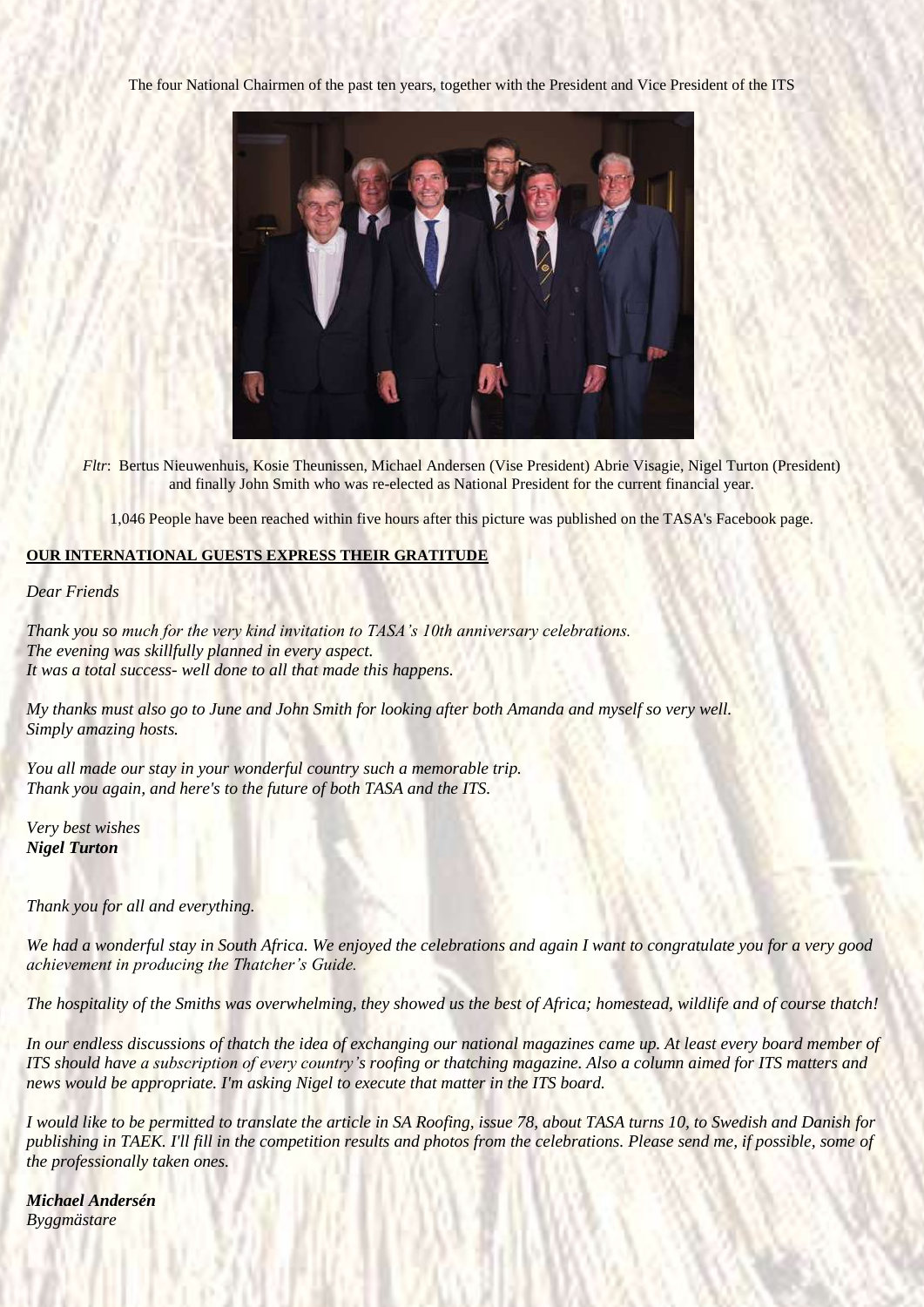The four National Chairmen of the past ten years, together with the President and Vice President of the ITS

*Fltr*: Bertus Nieuwenhuis, Kosie Theunissen, Michael Andersen (Vise President) Abrie Visagie, Nigel Turton (President) and finally John Smith who was re-elected as National President for the current financial year.

1,046 People have been reached within five hours after this picture was published on the TASA's Facebook page.

**OUR INTERNATIONAL GUESTS EXPRESS THEIR GRATITUDE**

*Dear Friends*

*Thank you so much for the very kind invitation to TASA's 10th anniversary celebrations.*
*The evening was skillfully planned in every aspect.*
*It was a total success- well done to all that made this happens.*

*My thanks must also go to June and John Smith for looking after both Amanda and myself so very well.*
*Simply amazing hosts.*

*You all made our stay in your wonderful country such a memorable trip.*
*Thank you again, and here's to the future of both TASA and the ITS.*

*Very best wishes*
***Nigel Turton***

*Thank you for all and everything.*

*We had a wonderful stay in South Africa. We enjoyed the celebrations and again I want to congratulate you for a very good achievement in producing the Thatcher's Guide.*

*The hospitality of the Smiths was overwhelming, they showed us the best of Africa; homestead, wildlife and of course thatch!*

*In our endless discussions of thatch the idea of exchanging our national magazines came up. At least every board member of ITS should have a subscription of every country's roofing or thatching magazine. Also a column aimed for ITS matters and news would be appropriate. I'm asking Nigel to execute that matter in the ITS board.*

*I would like to be permitted to translate the article in SA Roofing, issue 78, about TASA turns 10, to Swedish and Danish for publishing in TAEK. I'll fill in the competition results and photos from the celebrations. Please send me, if possible, some of the professionally taken ones.*

***Michael Andersén***
*Byggmästare*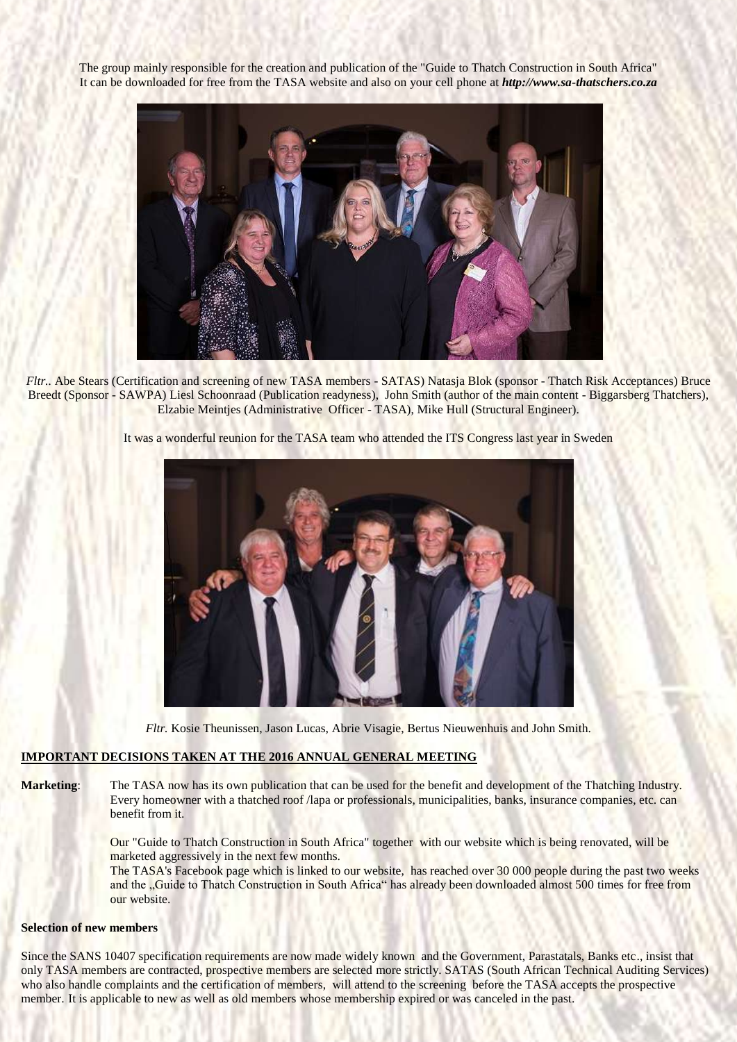The group mainly responsible for the creation and publication of the "Guide to Thatch Construction in South Africa" It can be downloaded for free from the TASA website and also on your cell phone at ***http://www.sa-thatschers.co.za***

*Fltr..* Abe Stears (Certification and screening of new TASA members - SATAS) Natasja Blok (sponsor - Thatch Risk Acceptances) Bruce Breedt (Sponsor - SAWPA) Liesl Schoonraad (Publication readyness), John Smith (author of the main content - Biggarsberg Thatchers), Elzabie Meintjes (Administrative Officer - TASA), Mike Hull (Structural Engineer).

It was a wonderful reunion for the TASA team who attended the ITS Congress last year in Sweden

*Fltr.* Kosie Theunissen, Jason Lucas, Abrie Visagie, Bertus Nieuwenhuis and John Smith.

## IMPORTANT DECISIONS TAKEN AT THE 2016 ANNUAL GENERAL MEETING

**Marketing**: The TASA now has its own publication that can be used for the benefit and development of the Thatching Industry. Every homeowner with a thatched roof /lapa or professionals, municipalities, banks, insurance companies, etc. can benefit from it.

Our "Guide to Thatch Construction in South Africa" together with our website which is being renovated, will be marketed aggressively in the next few months.
The TASA's Facebook page which is linked to our website, has reached over 30 000 people during the past two weeks and the „Guide to Thatch Construction in South Africa" has already been downloaded almost 500 times for free from our website.

**Selection of new members**

Since the SANS 10407 specification requirements are now made widely known and the Government, Parastatals, Banks etc., insist that only TASA members are contracted, prospective members are selected more strictly. SATAS (South African Technical Auditing Services) who also handle complaints and the certification of members, will attend to the screening before the TASA accepts the prospective member. It is applicable to new as well as old members whose membership expired or was canceled in the past.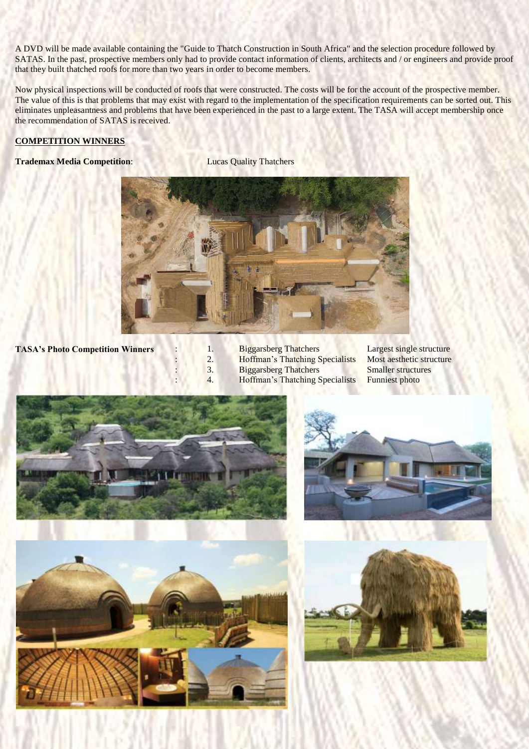A DVD will be made available containing the "Guide to Thatch Construction in South Africa" and the selection procedure followed by SATAS. In the past, prospective members only had to provide contact information of clients, architects and / or engineers and provide proof that they built thatched roofs for more than two years in order to become members.

Now physical inspections will be conducted of roofs that were constructed. The costs will be for the account of the prospective member. The value of this is that problems that may exist with regard to the implementation of the specification requirements can be sorted out. This eliminates unpleasantness and problems that have been experienced in the past to a large extent. The TASA will accept membership once the recommendation of SATAS is received.

**COMPETITION WINNERS**

**Trademax Media Competition**: Lucas Quality Thatchers

**TASA's Photo Competition Winners** :

1. Biggarsberg Thatchers — Largest single structure
2. Hoffman's Thatching Specialists — Most aesthetic structure
3. Biggarsberg Thatchers — Smaller structures
4. Hoffman's Thatching Specialists — Funniest photo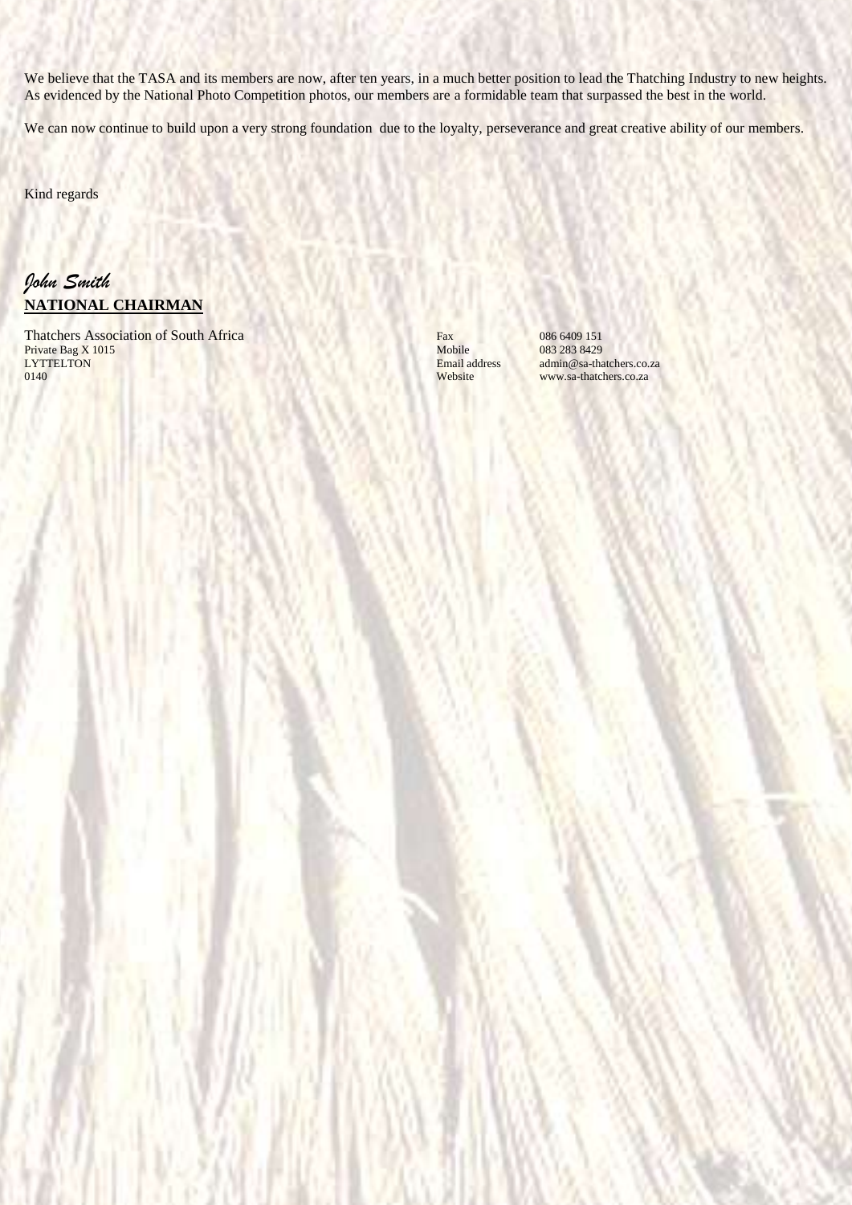We believe that the TASA and its members are now, after ten years, in a much better position to lead the Thatching Industry to new heights. As evidenced by the National Photo Competition photos, our members are a formidable team that surpassed the best in the world.

We can now continue to build upon a very strong foundation due to the loyalty, perseverance and great creative ability of our members.

Kind regards

*John Smith*
**NATIONAL CHAIRMAN**

Thatchers Association of South Africa
Private Bag X 1015
LYTTELTON
0140

| | |
|---|---|
| Fax | 086 6409 151 |
| Mobile | 083 283 8429 |
| Email address | admin@sa-thatchers.co.za |
| Website | www.sa-thatchers.co.za |